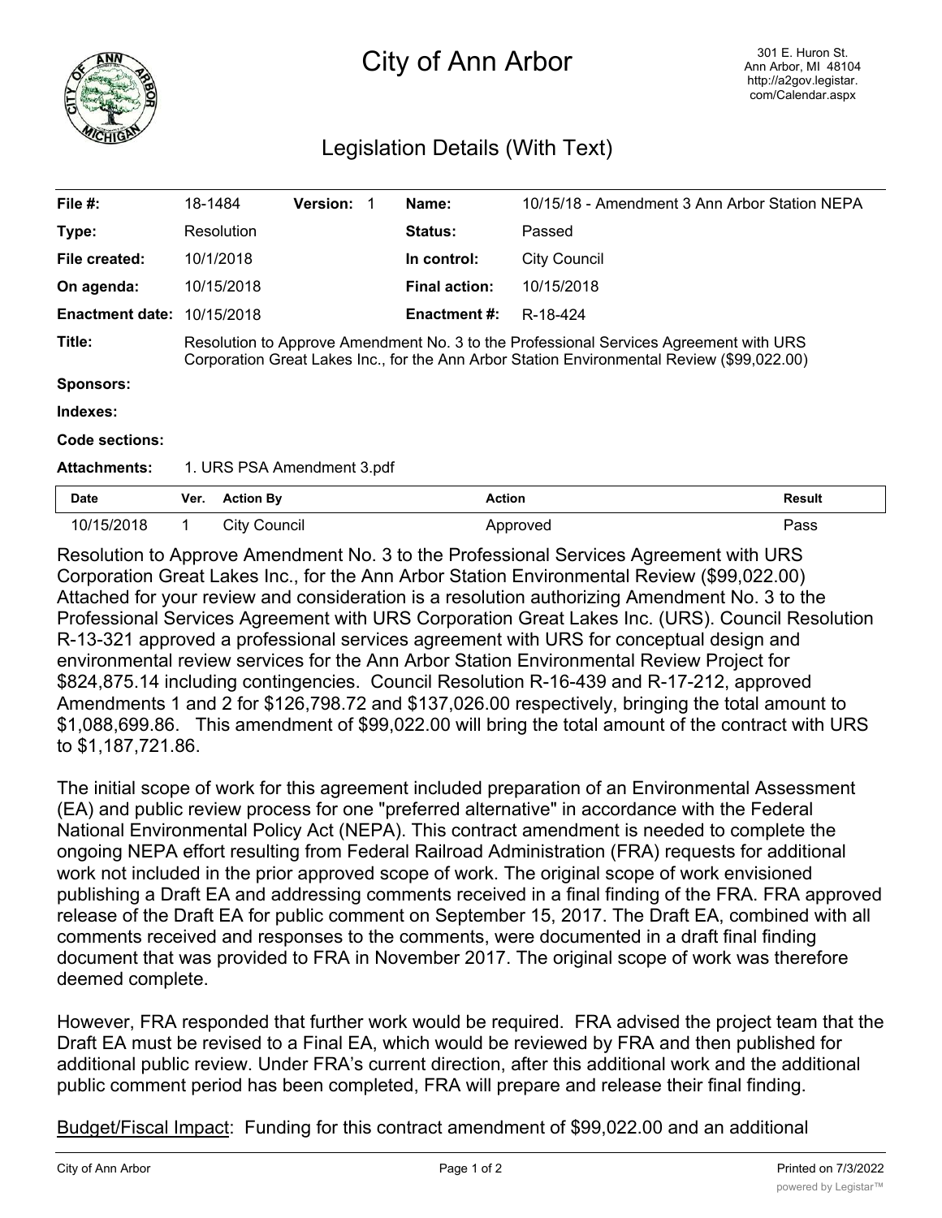# City of Ann Arbor

301 E. Huron St.
Ann Arbor, MI 48104
http://a2gov.legistar.com/Calendar.aspx

## Legislation Details (With Text)

| | | | | | |
|---|---|---|---|---|---|
| **File #:** | 18-1484 | **Version:** 1 | | **Name:** | 10/15/18 - Amendment 3 Ann Arbor Station NEPA |
| **Type:** | Resolution | | | **Status:** | Passed |
| **File created:** | 10/1/2018 | | | **In control:** | City Council |
| **On agenda:** | 10/15/2018 | | | **Final action:** | 10/15/2018 |
| **Enactment date:** | 10/15/2018 | | | **Enactment #:** | R-18-424 |

**Title:** Resolution to Approve Amendment No. 3 to the Professional Services Agreement with URS Corporation Great Lakes Inc., for the Ann Arbor Station Environmental Review ($99,022.00)

**Sponsors:**

**Indexes:**

**Code sections:**

**Attachments:** 1. URS PSA Amendment 3.pdf

| Date | Ver. | Action By | Action | Result |
|---|---|---|---|---|
| 10/15/2018 | 1 | City Council | Approved | Pass |

Resolution to Approve Amendment No. 3 to the Professional Services Agreement with URS Corporation Great Lakes Inc., for the Ann Arbor Station Environmental Review ($99,022.00)
Attached for your review and consideration is a resolution authorizing Amendment No. 3 to the Professional Services Agreement with URS Corporation Great Lakes Inc. (URS). Council Resolution R-13-321 approved a professional services agreement with URS for conceptual design and environmental review services for the Ann Arbor Station Environmental Review Project for $824,875.14 including contingencies. Council Resolution R-16-439 and R-17-212, approved Amendments 1 and 2 for $126,798.72 and $137,026.00 respectively, bringing the total amount to $1,088,699.86. This amendment of $99,022.00 will bring the total amount of the contract with URS to $1,187,721.86.

The initial scope of work for this agreement included preparation of an Environmental Assessment (EA) and public review process for one "preferred alternative" in accordance with the Federal National Environmental Policy Act (NEPA). This contract amendment is needed to complete the ongoing NEPA effort resulting from Federal Railroad Administration (FRA) requests for additional work not included in the prior approved scope of work. The original scope of work envisioned publishing a Draft EA and addressing comments received in a final finding of the FRA. FRA approved release of the Draft EA for public comment on September 15, 2017. The Draft EA, combined with all comments received and responses to the comments, were documented in a draft final finding document that was provided to FRA in November 2017. The original scope of work was therefore deemed complete.

However, FRA responded that further work would be required. FRA advised the project team that the Draft EA must be revised to a Final EA, which would be reviewed by FRA and then published for additional public review. Under FRA's current direction, after this additional work and the additional public comment period has been completed, FRA will prepare and release their final finding.

Budget/Fiscal Impact: Funding for this contract amendment of $99,022.00 and an additional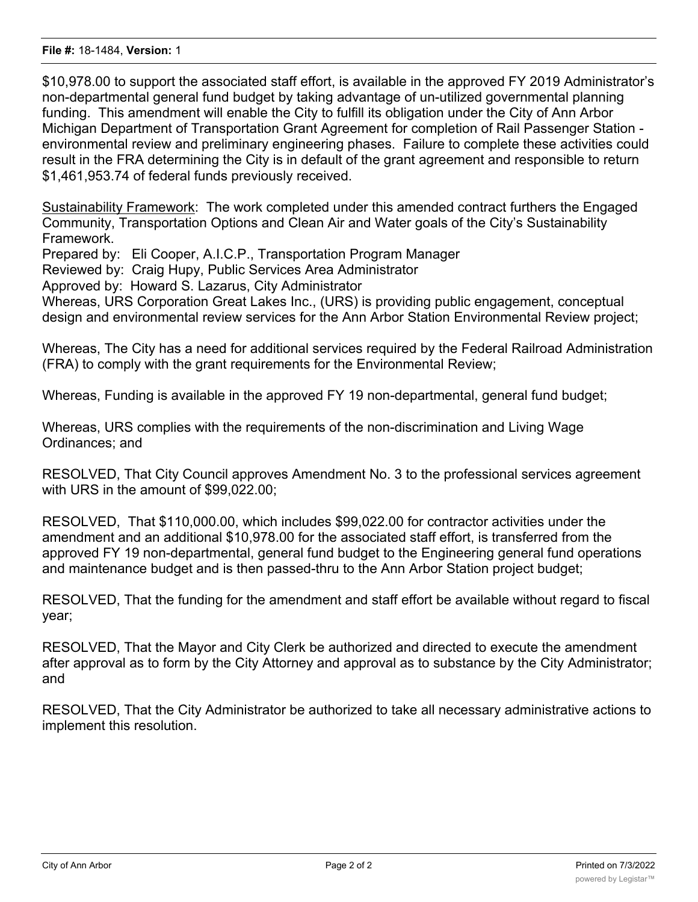$10,978.00 to support the associated staff effort, is available in the approved FY 2019 Administrator's non-departmental general fund budget by taking advantage of un-utilized governmental planning funding. This amendment will enable the City to fulfill its obligation under the City of Ann Arbor Michigan Department of Transportation Grant Agreement for completion of Rail Passenger Station - environmental review and preliminary engineering phases. Failure to complete these activities could result in the FRA determining the City is in default of the grant agreement and responsible to return $1,461,953.74 of federal funds previously received.

Sustainability Framework: The work completed under this amended contract furthers the Engaged Community, Transportation Options and Clean Air and Water goals of the City's Sustainability Framework.

Prepared by: Eli Cooper, A.I.C.P., Transportation Program Manager

Reviewed by: Craig Hupy, Public Services Area Administrator

Approved by: Howard S. Lazarus, City Administrator

Whereas, URS Corporation Great Lakes Inc., (URS) is providing public engagement, conceptual design and environmental review services for the Ann Arbor Station Environmental Review project;

Whereas, The City has a need for additional services required by the Federal Railroad Administration (FRA) to comply with the grant requirements for the Environmental Review;

Whereas, Funding is available in the approved FY 19 non-departmental, general fund budget;

Whereas, URS complies with the requirements of the non-discrimination and Living Wage Ordinances; and

RESOLVED, That City Council approves Amendment No. 3 to the professional services agreement with URS in the amount of $99,022.00;

RESOLVED, That $110,000.00, which includes $99,022.00 for contractor activities under the amendment and an additional $10,978.00 for the associated staff effort, is transferred from the approved FY 19 non-departmental, general fund budget to the Engineering general fund operations and maintenance budget and is then passed-thru to the Ann Arbor Station project budget;

RESOLVED, That the funding for the amendment and staff effort be available without regard to fiscal year;

RESOLVED, That the Mayor and City Clerk be authorized and directed to execute the amendment after approval as to form by the City Attorney and approval as to substance by the City Administrator; and

RESOLVED, That the City Administrator be authorized to take all necessary administrative actions to implement this resolution.